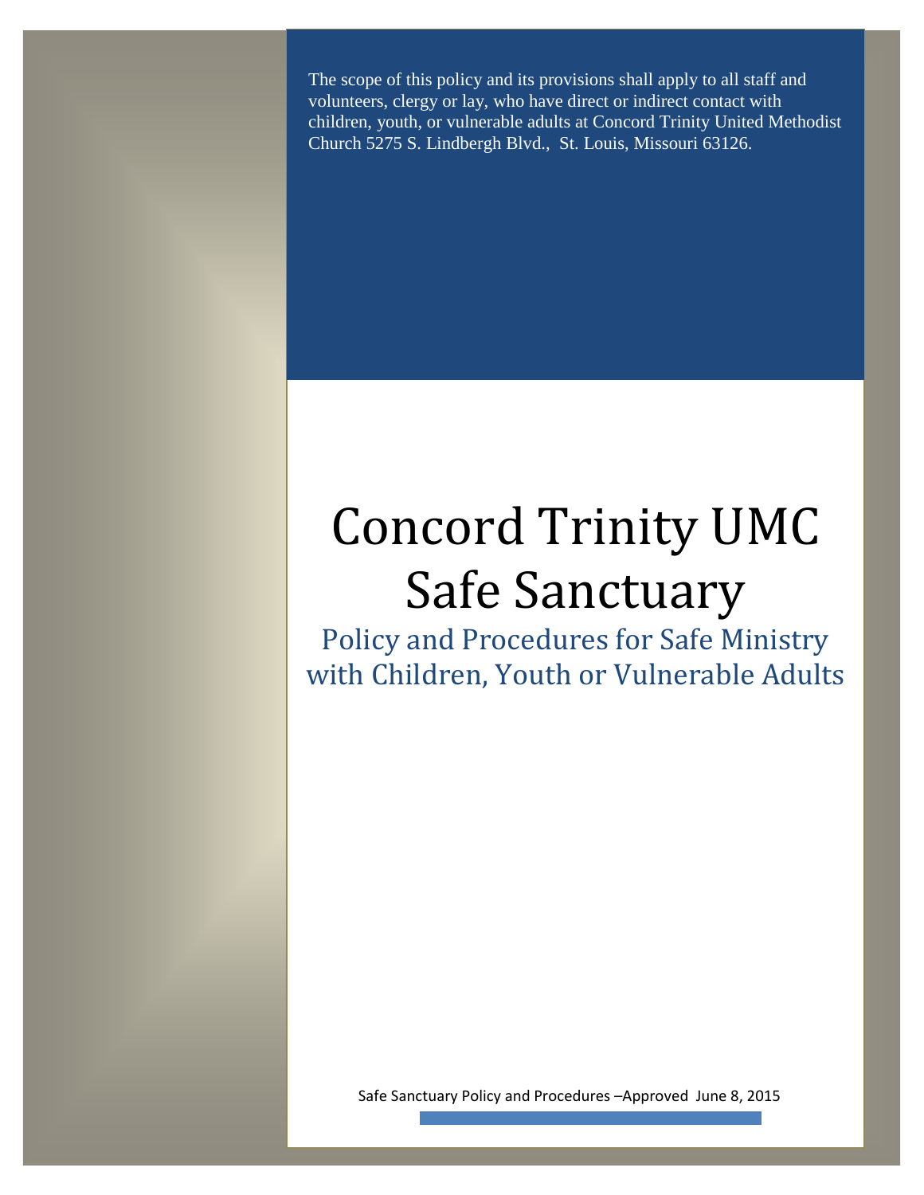The scope of this policy and its provisions shall apply to all staff and volunteers, clergy or lay, who have direct or indirect contact with children, youth, or vulnerable adults at Concord Trinity United Methodist Church 5275 S. Lindbergh Blvd., St. Louis, Missouri 63126.

# Concord Trinity UMC Safe Sanctuary

## Policy and Procedures for Safe Ministry with Children, Youth or Vulnerable Adults

Safe Sanctuary Policy and Procedures –Approved June 8, 2015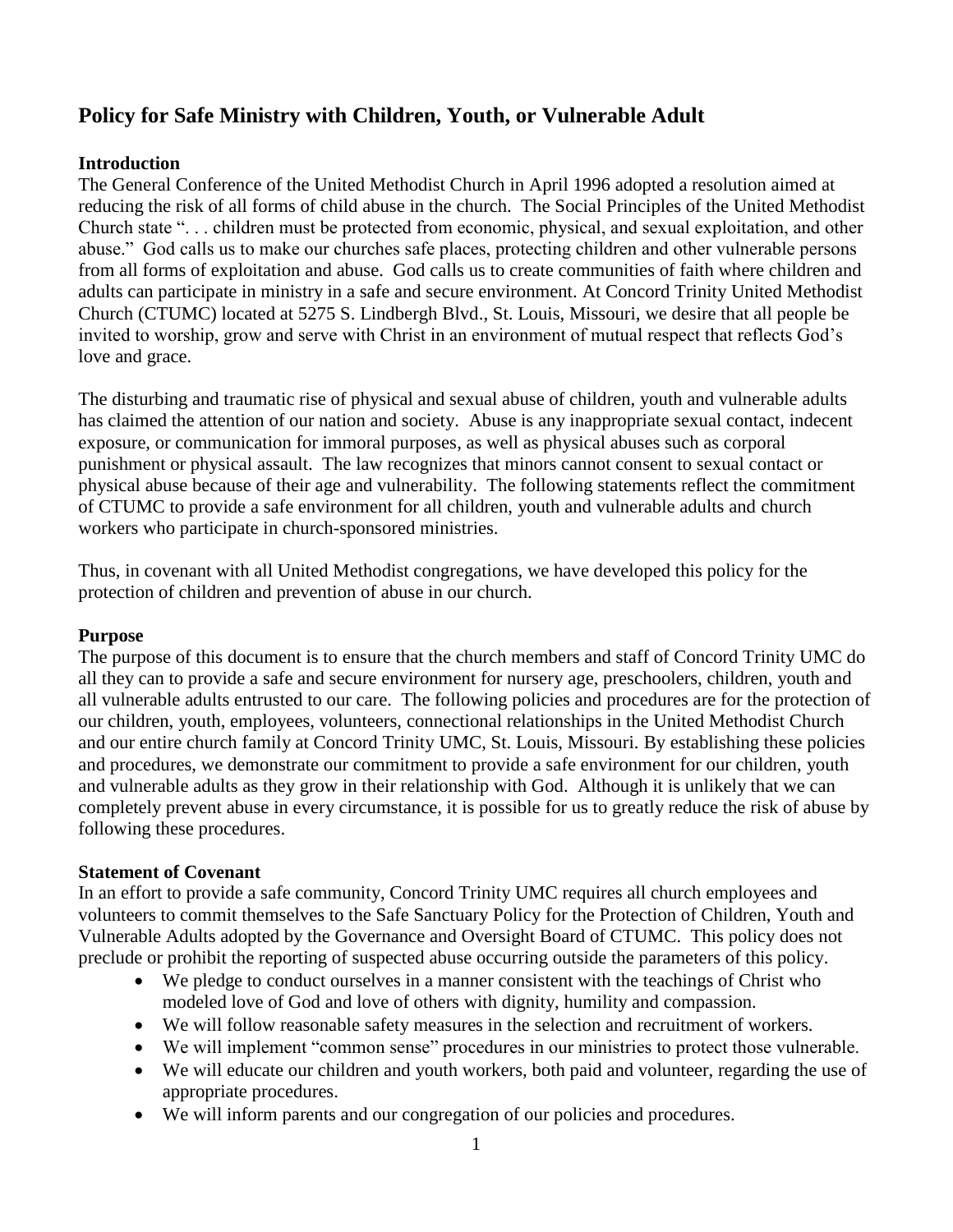## Policy for Safe Ministry with Children, Youth, or Vulnerable Adult

### Introduction

The General Conference of the United Methodist Church in April 1996 adopted a resolution aimed at reducing the risk of all forms of child abuse in the church. The Social Principles of the United Methodist Church state ". . . children must be protected from economic, physical, and sexual exploitation, and other abuse." God calls us to make our churches safe places, protecting children and other vulnerable persons from all forms of exploitation and abuse. God calls us to create communities of faith where children and adults can participate in ministry in a safe and secure environment. At Concord Trinity United Methodist Church (CTUMC) located at 5275 S. Lindbergh Blvd., St. Louis, Missouri, we desire that all people be invited to worship, grow and serve with Christ in an environment of mutual respect that reflects God's love and grace.

The disturbing and traumatic rise of physical and sexual abuse of children, youth and vulnerable adults has claimed the attention of our nation and society. Abuse is any inappropriate sexual contact, indecent exposure, or communication for immoral purposes, as well as physical abuses such as corporal punishment or physical assault. The law recognizes that minors cannot consent to sexual contact or physical abuse because of their age and vulnerability. The following statements reflect the commitment of CTUMC to provide a safe environment for all children, youth and vulnerable adults and church workers who participate in church-sponsored ministries.

Thus, in covenant with all United Methodist congregations, we have developed this policy for the protection of children and prevention of abuse in our church.

### Purpose

The purpose of this document is to ensure that the church members and staff of Concord Trinity UMC do all they can to provide a safe and secure environment for nursery age, preschoolers, children, youth and all vulnerable adults entrusted to our care. The following policies and procedures are for the protection of our children, youth, employees, volunteers, connectional relationships in the United Methodist Church and our entire church family at Concord Trinity UMC, St. Louis, Missouri. By establishing these policies and procedures, we demonstrate our commitment to provide a safe environment for our children, youth and vulnerable adults as they grow in their relationship with God. Although it is unlikely that we can completely prevent abuse in every circumstance, it is possible for us to greatly reduce the risk of abuse by following these procedures.

### Statement of Covenant

In an effort to provide a safe community, Concord Trinity UMC requires all church employees and volunteers to commit themselves to the Safe Sanctuary Policy for the Protection of Children, Youth and Vulnerable Adults adopted by the Governance and Oversight Board of CTUMC. This policy does not preclude or prohibit the reporting of suspected abuse occurring outside the parameters of this policy.

- We pledge to conduct ourselves in a manner consistent with the teachings of Christ who modeled love of God and love of others with dignity, humility and compassion.
- We will follow reasonable safety measures in the selection and recruitment of workers.
- We will implement "common sense" procedures in our ministries to protect those vulnerable.
- We will educate our children and youth workers, both paid and volunteer, regarding the use of appropriate procedures.
- We will inform parents and our congregation of our policies and procedures.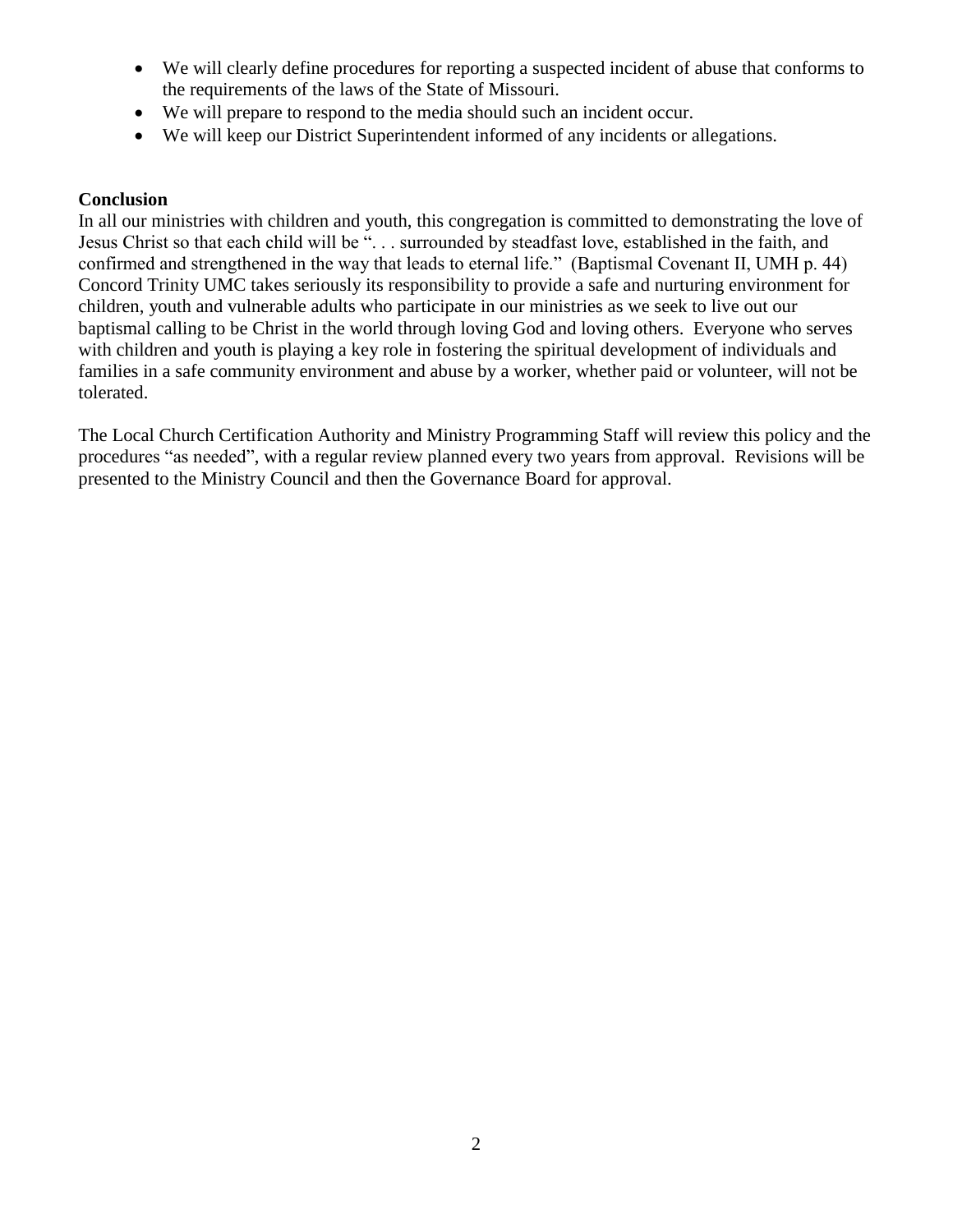- We will clearly define procedures for reporting a suspected incident of abuse that conforms to the requirements of the laws of the State of Missouri.
- We will prepare to respond to the media should such an incident occur.
- We will keep our District Superintendent informed of any incidents or allegations.

**Conclusion**

In all our ministries with children and youth, this congregation is committed to demonstrating the love of Jesus Christ so that each child will be ". . . surrounded by steadfast love, established in the faith, and confirmed and strengthened in the way that leads to eternal life." (Baptismal Covenant II, UMH p. 44) Concord Trinity UMC takes seriously its responsibility to provide a safe and nurturing environment for children, youth and vulnerable adults who participate in our ministries as we seek to live out our baptismal calling to be Christ in the world through loving God and loving others. Everyone who serves with children and youth is playing a key role in fostering the spiritual development of individuals and families in a safe community environment and abuse by a worker, whether paid or volunteer, will not be tolerated.

The Local Church Certification Authority and Ministry Programming Staff will review this policy and the procedures "as needed", with a regular review planned every two years from approval. Revisions will be presented to the Ministry Council and then the Governance Board for approval.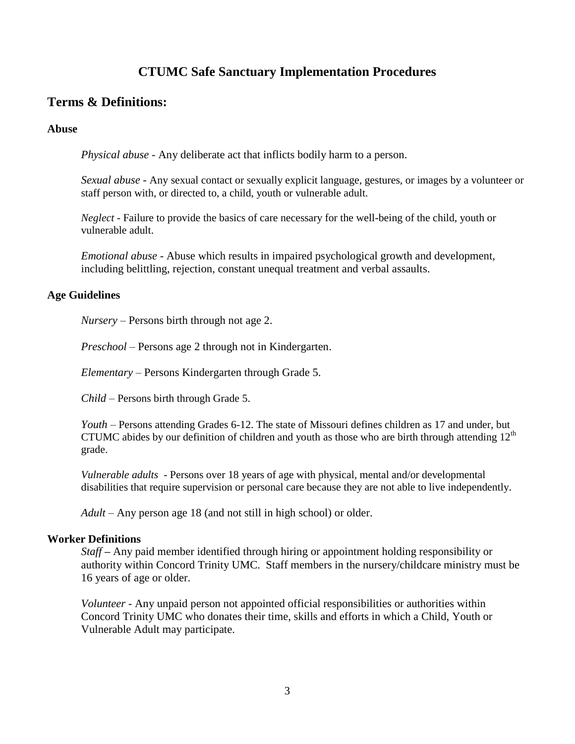# CTUMC Safe Sanctuary Implementation Procedures

## Terms & Definitions:

### Abuse

*Physical abuse* - Any deliberate act that inflicts bodily harm to a person.

*Sexual abuse* - Any sexual contact or sexually explicit language, gestures, or images by a volunteer or staff person with, or directed to, a child, youth or vulnerable adult.

*Neglect* - Failure to provide the basics of care necessary for the well-being of the child, youth or vulnerable adult.

*Emotional abuse* - Abuse which results in impaired psychological growth and development, including belittling, rejection, constant unequal treatment and verbal assaults.

### Age Guidelines

*Nursery* – Persons birth through not age 2.

*Preschool* – Persons age 2 through not in Kindergarten.

*Elementary* – Persons Kindergarten through Grade 5.

*Child* – Persons birth through Grade 5.

*Youth* – Persons attending Grades 6-12. The state of Missouri defines children as 17 and under, but CTUMC abides by our definition of children and youth as those who are birth through attending 12th grade.

*Vulnerable adults* - Persons over 18 years of age with physical, mental and/or developmental disabilities that require supervision or personal care because they are not able to live independently.

*Adult* – Any person age 18 (and not still in high school) or older.

### Worker Definitions

*Staff* – Any paid member identified through hiring or appointment holding responsibility or authority within Concord Trinity UMC. Staff members in the nursery/childcare ministry must be 16 years of age or older.

*Volunteer* - Any unpaid person not appointed official responsibilities or authorities within Concord Trinity UMC who donates their time, skills and efforts in which a Child, Youth or Vulnerable Adult may participate.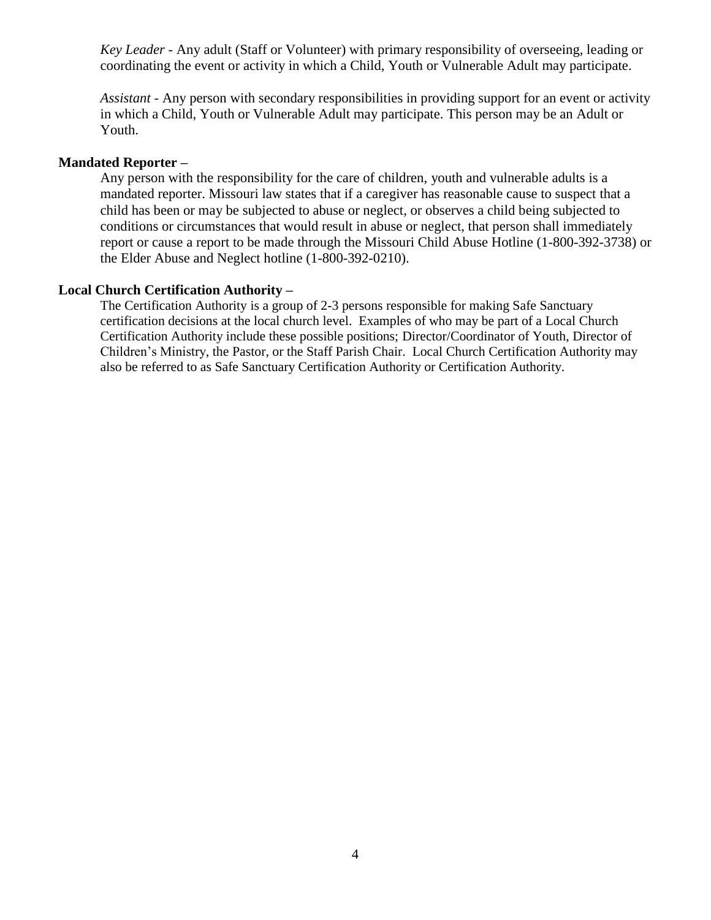*Key Leader* - Any adult (Staff or Volunteer) with primary responsibility of overseeing, leading or coordinating the event or activity in which a Child, Youth or Vulnerable Adult may participate.

*Assistant* - Any person with secondary responsibilities in providing support for an event or activity in which a Child, Youth or Vulnerable Adult may participate. This person may be an Adult or Youth.

**Mandated Reporter –**

Any person with the responsibility for the care of children, youth and vulnerable adults is a mandated reporter. Missouri law states that if a caregiver has reasonable cause to suspect that a child has been or may be subjected to abuse or neglect, or observes a child being subjected to conditions or circumstances that would result in abuse or neglect, that person shall immediately report or cause a report to be made through the Missouri Child Abuse Hotline (1-800-392-3738) or the Elder Abuse and Neglect hotline (1-800-392-0210).

**Local Church Certification Authority –**

The Certification Authority is a group of 2-3 persons responsible for making Safe Sanctuary certification decisions at the local church level. Examples of who may be part of a Local Church Certification Authority include these possible positions; Director/Coordinator of Youth, Director of Children's Ministry, the Pastor, or the Staff Parish Chair. Local Church Certification Authority may also be referred to as Safe Sanctuary Certification Authority or Certification Authority.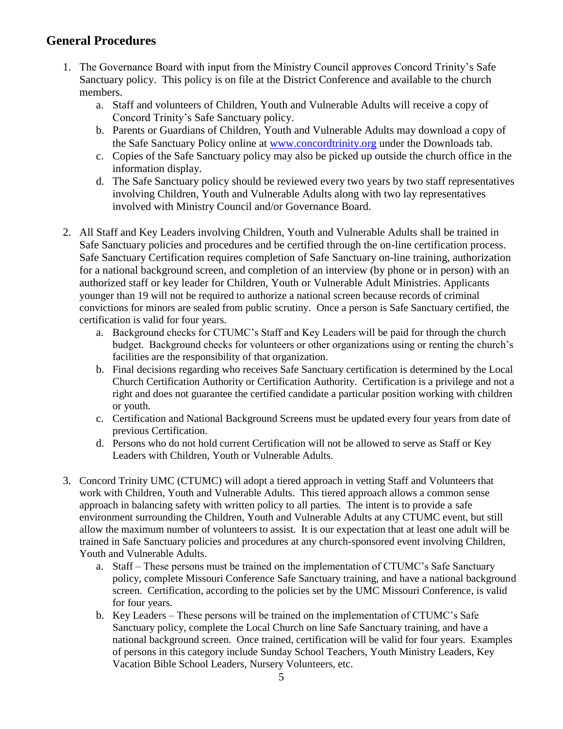## General Procedures

1. The Governance Board with input from the Ministry Council approves Concord Trinity's Safe Sanctuary policy. This policy is on file at the District Conference and available to the church members.
   a. Staff and volunteers of Children, Youth and Vulnerable Adults will receive a copy of Concord Trinity's Safe Sanctuary policy.
   b. Parents or Guardians of Children, Youth and Vulnerable Adults may download a copy of the Safe Sanctuary Policy online at [www.concordtrinity.org](www.concordtrinity.org) under the Downloads tab.
   c. Copies of the Safe Sanctuary policy may also be picked up outside the church office in the information display.
   d. The Safe Sanctuary policy should be reviewed every two years by two staff representatives involving Children, Youth and Vulnerable Adults along with two lay representatives involved with Ministry Council and/or Governance Board.

2. All Staff and Key Leaders involving Children, Youth and Vulnerable Adults shall be trained in Safe Sanctuary policies and procedures and be certified through the on-line certification process. Safe Sanctuary Certification requires completion of Safe Sanctuary on-line training, authorization for a national background screen, and completion of an interview (by phone or in person) with an authorized staff or key leader for Children, Youth or Vulnerable Adult Ministries. Applicants younger than 19 will not be required to authorize a national screen because records of criminal convictions for minors are sealed from public scrutiny. Once a person is Safe Sanctuary certified, the certification is valid for four years.
   a. Background checks for CTUMC's Staff and Key Leaders will be paid for through the church budget. Background checks for volunteers or other organizations using or renting the church's facilities are the responsibility of that organization.
   b. Final decisions regarding who receives Safe Sanctuary certification is determined by the Local Church Certification Authority or Certification Authority. Certification is a privilege and not a right and does not guarantee the certified candidate a particular position working with children or youth.
   c. Certification and National Background Screens must be updated every four years from date of previous Certification.
   d. Persons who do not hold current Certification will not be allowed to serve as Staff or Key Leaders with Children, Youth or Vulnerable Adults.

3. Concord Trinity UMC (CTUMC) will adopt a tiered approach in vetting Staff and Volunteers that work with Children, Youth and Vulnerable Adults. This tiered approach allows a common sense approach in balancing safety with written policy to all parties. The intent is to provide a safe environment surrounding the Children, Youth and Vulnerable Adults at any CTUMC event, but still allow the maximum number of volunteers to assist. It is our expectation that at least one adult will be trained in Safe Sanctuary policies and procedures at any church-sponsored event involving Children, Youth and Vulnerable Adults.
   a. Staff – These persons must be trained on the implementation of CTUMC's Safe Sanctuary policy, complete Missouri Conference Safe Sanctuary training, and have a national background screen. Certification, according to the policies set by the UMC Missouri Conference, is valid for four years.
   b. Key Leaders – These persons will be trained on the implementation of CTUMC's Safe Sanctuary policy, complete the Local Church on line Safe Sanctuary training, and have a national background screen. Once trained, certification will be valid for four years. Examples of persons in this category include Sunday School Teachers, Youth Ministry Leaders, Key Vacation Bible School Leaders, Nursery Volunteers, etc.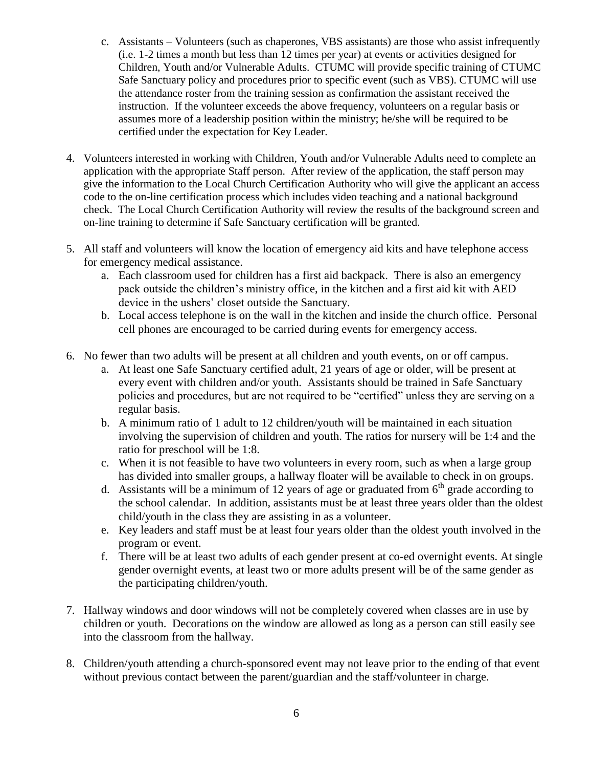c. Assistants – Volunteers (such as chaperones, VBS assistants) are those who assist infrequently (i.e. 1-2 times a month but less than 12 times per year) at events or activities designed for Children, Youth and/or Vulnerable Adults. CTUMC will provide specific training of CTUMC Safe Sanctuary policy and procedures prior to specific event (such as VBS). CTUMC will use the attendance roster from the training session as confirmation the assistant received the instruction. If the volunteer exceeds the above frequency, volunteers on a regular basis or assumes more of a leadership position within the ministry; he/she will be required to be certified under the expectation for Key Leader.

4. Volunteers interested in working with Children, Youth and/or Vulnerable Adults need to complete an application with the appropriate Staff person. After review of the application, the staff person may give the information to the Local Church Certification Authority who will give the applicant an access code to the on-line certification process which includes video teaching and a national background check. The Local Church Certification Authority will review the results of the background screen and on-line training to determine if Safe Sanctuary certification will be granted.

5. All staff and volunteers will know the location of emergency aid kits and have telephone access for emergency medical assistance.
   a. Each classroom used for children has a first aid backpack. There is also an emergency pack outside the children's ministry office, in the kitchen and a first aid kit with AED device in the ushers' closet outside the Sanctuary.
   b. Local access telephone is on the wall in the kitchen and inside the church office. Personal cell phones are encouraged to be carried during events for emergency access.

6. No fewer than two adults will be present at all children and youth events, on or off campus.
   a. At least one Safe Sanctuary certified adult, 21 years of age or older, will be present at every event with children and/or youth. Assistants should be trained in Safe Sanctuary policies and procedures, but are not required to be "certified" unless they are serving on a regular basis.
   b. A minimum ratio of 1 adult to 12 children/youth will be maintained in each situation involving the supervision of children and youth. The ratios for nursery will be 1:4 and the ratio for preschool will be 1:8.
   c. When it is not feasible to have two volunteers in every room, such as when a large group has divided into smaller groups, a hallway floater will be available to check in on groups.
   d. Assistants will be a minimum of 12 years of age or graduated from 6th grade according to the school calendar. In addition, assistants must be at least three years older than the oldest child/youth in the class they are assisting in as a volunteer.
   e. Key leaders and staff must be at least four years older than the oldest youth involved in the program or event.
   f. There will be at least two adults of each gender present at co-ed overnight events. At single gender overnight events, at least two or more adults present will be of the same gender as the participating children/youth.

7. Hallway windows and door windows will not be completely covered when classes are in use by children or youth. Decorations on the window are allowed as long as a person can still easily see into the classroom from the hallway.

8. Children/youth attending a church-sponsored event may not leave prior to the ending of that event without previous contact between the parent/guardian and the staff/volunteer in charge.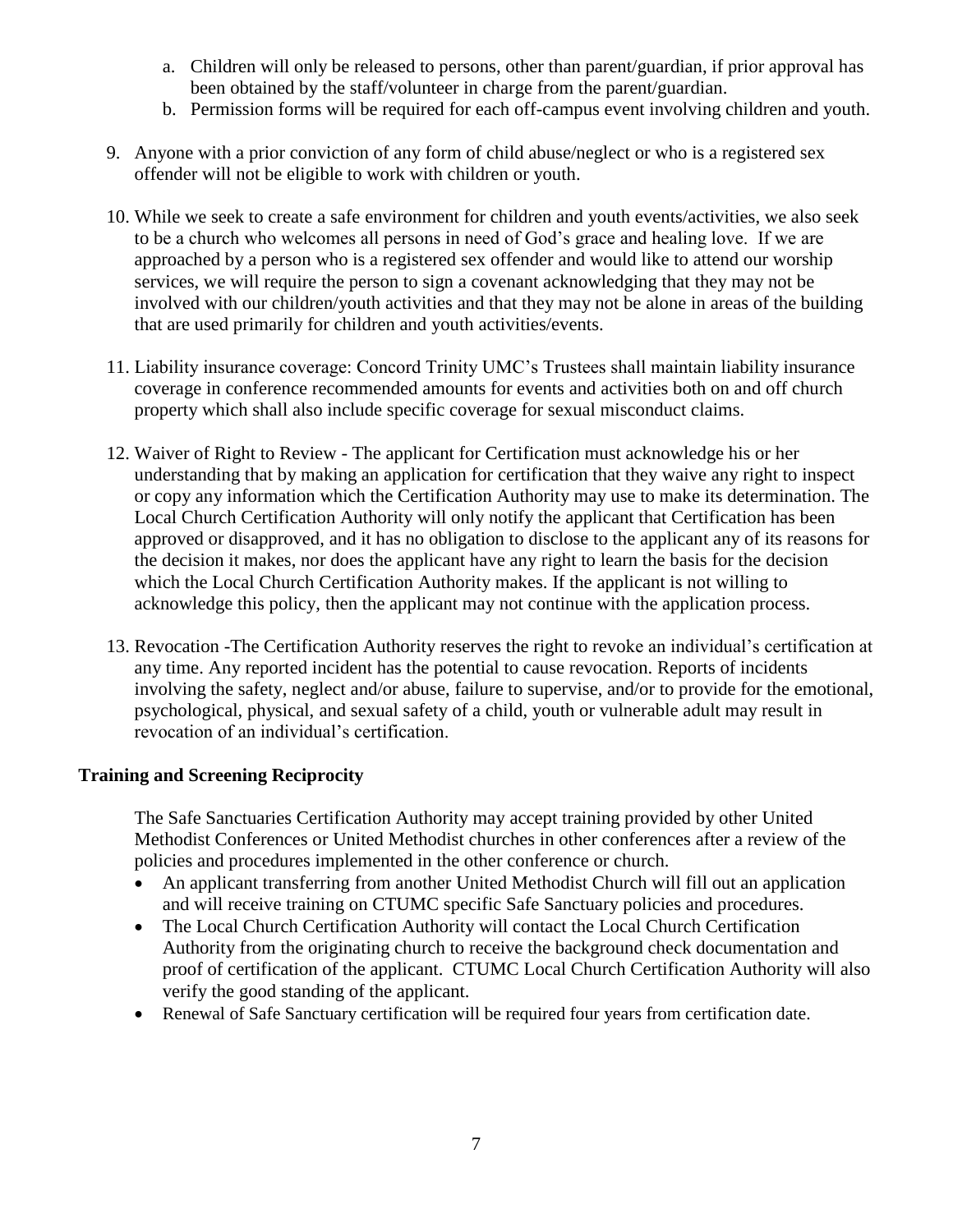a. Children will only be released to persons, other than parent/guardian, if prior approval has been obtained by the staff/volunteer in charge from the parent/guardian.
   b. Permission forms will be required for each off-campus event involving children and youth.

9. Anyone with a prior conviction of any form of child abuse/neglect or who is a registered sex offender will not be eligible to work with children or youth.

10. While we seek to create a safe environment for children and youth events/activities, we also seek to be a church who welcomes all persons in need of God's grace and healing love. If we are approached by a person who is a registered sex offender and would like to attend our worship services, we will require the person to sign a covenant acknowledging that they may not be involved with our children/youth activities and that they may not be alone in areas of the building that are used primarily for children and youth activities/events.

11. Liability insurance coverage: Concord Trinity UMC's Trustees shall maintain liability insurance coverage in conference recommended amounts for events and activities both on and off church property which shall also include specific coverage for sexual misconduct claims.

12. Waiver of Right to Review - The applicant for Certification must acknowledge his or her understanding that by making an application for certification that they waive any right to inspect or copy any information which the Certification Authority may use to make its determination. The Local Church Certification Authority will only notify the applicant that Certification has been approved or disapproved, and it has no obligation to disclose to the applicant any of its reasons for the decision it makes, nor does the applicant have any right to learn the basis for the decision which the Local Church Certification Authority makes. If the applicant is not willing to acknowledge this policy, then the applicant may not continue with the application process.

13. Revocation -The Certification Authority reserves the right to revoke an individual's certification at any time. Any reported incident has the potential to cause revocation. Reports of incidents involving the safety, neglect and/or abuse, failure to supervise, and/or to provide for the emotional, psychological, physical, and sexual safety of a child, youth or vulnerable adult may result in revocation of an individual's certification.

**Training and Screening Reciprocity**

The Safe Sanctuaries Certification Authority may accept training provided by other United Methodist Conferences or United Methodist churches in other conferences after a review of the policies and procedures implemented in the other conference or church.

- An applicant transferring from another United Methodist Church will fill out an application and will receive training on CTUMC specific Safe Sanctuary policies and procedures.
- The Local Church Certification Authority will contact the Local Church Certification Authority from the originating church to receive the background check documentation and proof of certification of the applicant. CTUMC Local Church Certification Authority will also verify the good standing of the applicant.
- Renewal of Safe Sanctuary certification will be required four years from certification date.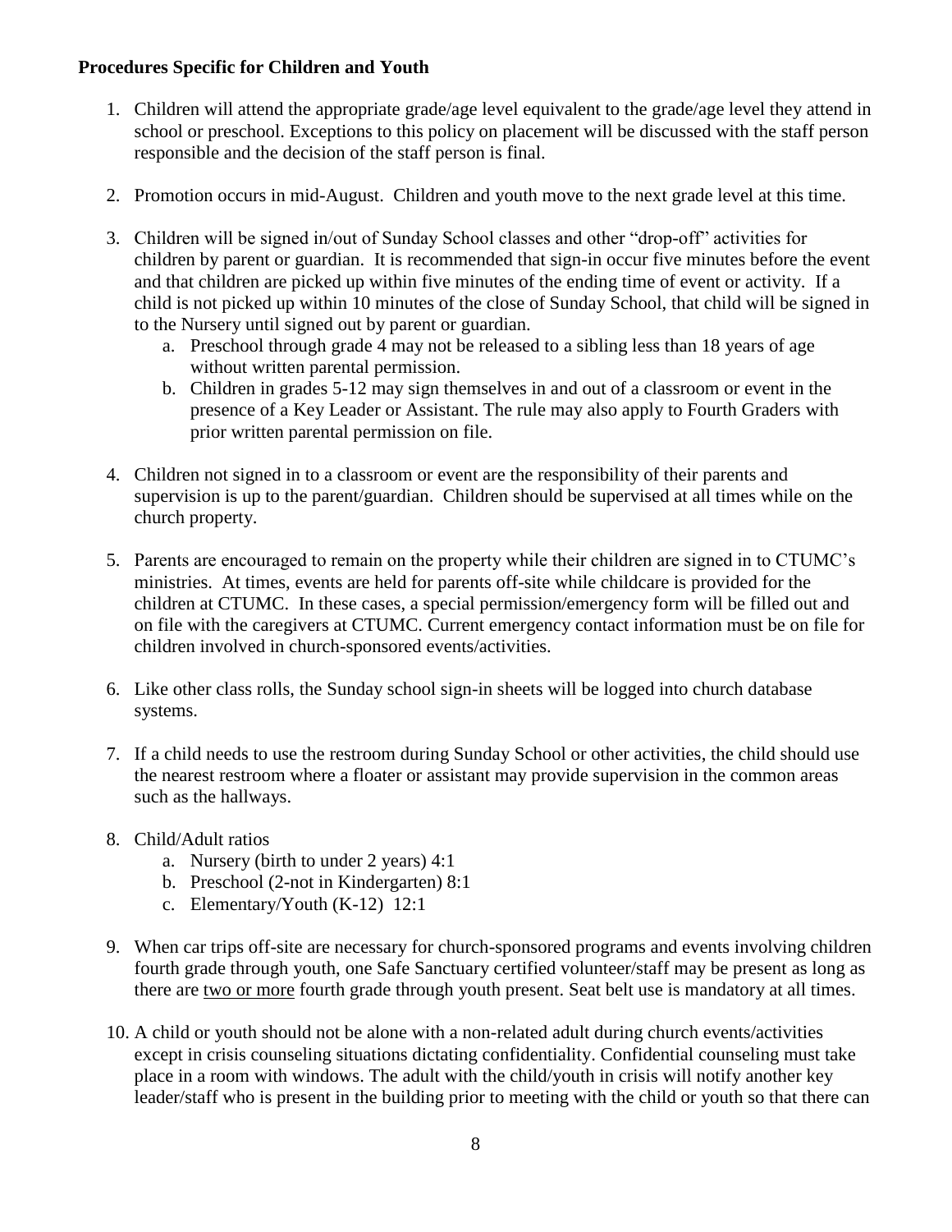**Procedures Specific for Children and Youth**

1. Children will attend the appropriate grade/age level equivalent to the grade/age level they attend in school or preschool. Exceptions to this policy on placement will be discussed with the staff person responsible and the decision of the staff person is final.

2. Promotion occurs in mid-August. Children and youth move to the next grade level at this time.

3. Children will be signed in/out of Sunday School classes and other "drop-off" activities for children by parent or guardian. It is recommended that sign-in occur five minutes before the event and that children are picked up within five minutes of the ending time of event or activity. If a child is not picked up within 10 minutes of the close of Sunday School, that child will be signed in to the Nursery until signed out by parent or guardian.
   a. Preschool through grade 4 may not be released to a sibling less than 18 years of age without written parental permission.
   b. Children in grades 5-12 may sign themselves in and out of a classroom or event in the presence of a Key Leader or Assistant. The rule may also apply to Fourth Graders with prior written parental permission on file.

4. Children not signed in to a classroom or event are the responsibility of their parents and supervision is up to the parent/guardian. Children should be supervised at all times while on the church property.

5. Parents are encouraged to remain on the property while their children are signed in to CTUMC's ministries. At times, events are held for parents off-site while childcare is provided for the children at CTUMC. In these cases, a special permission/emergency form will be filled out and on file with the caregivers at CTUMC. Current emergency contact information must be on file for children involved in church-sponsored events/activities.

6. Like other class rolls, the Sunday school sign-in sheets will be logged into church database systems.

7. If a child needs to use the restroom during Sunday School or other activities, the child should use the nearest restroom where a floater or assistant may provide supervision in the common areas such as the hallways.

8. Child/Adult ratios
   a. Nursery (birth to under 2 years) 4:1
   b. Preschool (2-not in Kindergarten) 8:1
   c. Elementary/Youth (K-12) 12:1

9. When car trips off-site are necessary for church-sponsored programs and events involving children fourth grade through youth, one Safe Sanctuary certified volunteer/staff may be present as long as there are <u>two or more</u> fourth grade through youth present. Seat belt use is mandatory at all times.

10. A child or youth should not be alone with a non-related adult during church events/activities except in crisis counseling situations dictating confidentiality. Confidential counseling must take place in a room with windows. The adult with the child/youth in crisis will notify another key leader/staff who is present in the building prior to meeting with the child or youth so that there can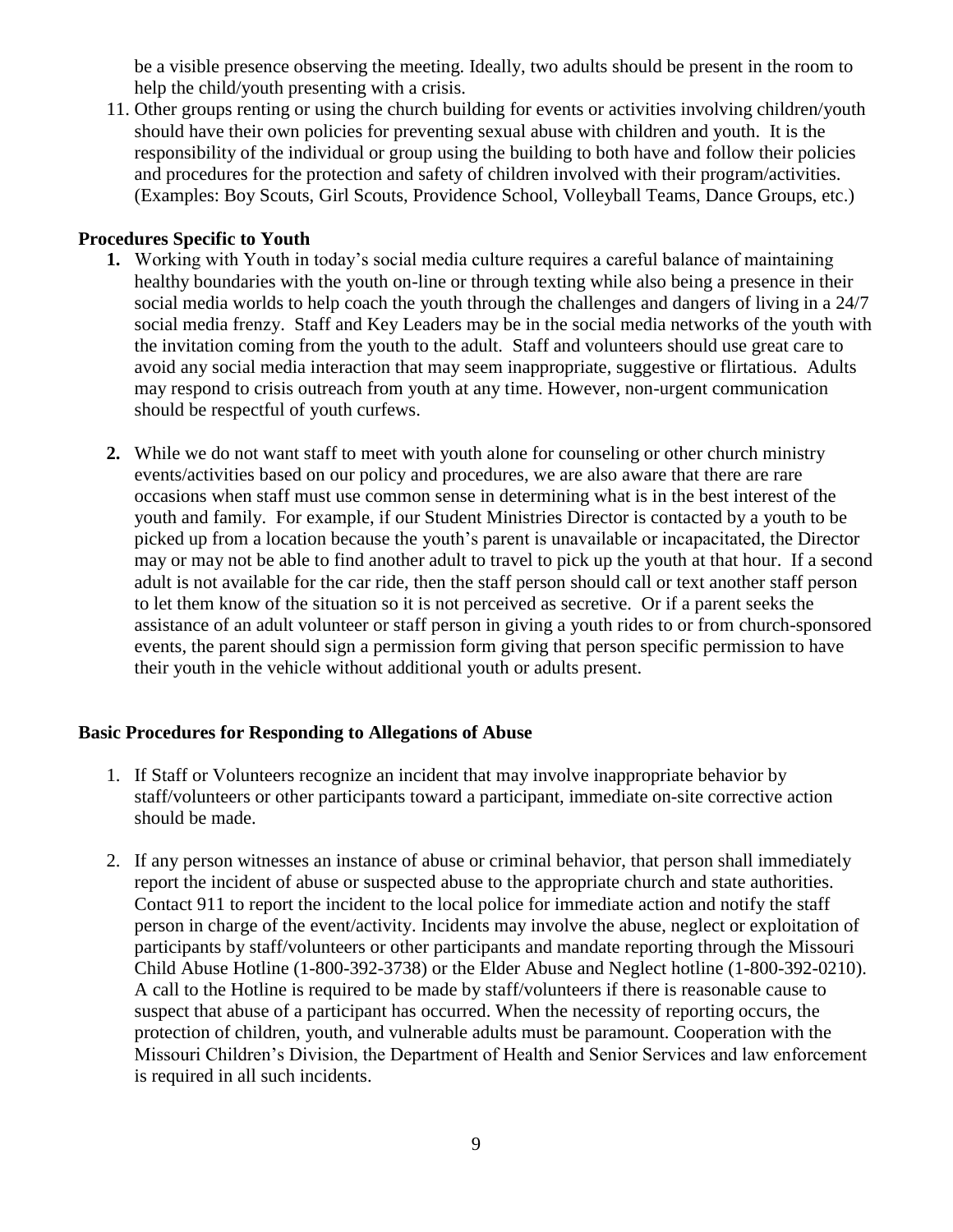be a visible presence observing the meeting. Ideally, two adults should be present in the room to help the child/youth presenting with a crisis.

11. Other groups renting or using the church building for events or activities involving children/youth should have their own policies for preventing sexual abuse with children and youth. It is the responsibility of the individual or group using the building to both have and follow their policies and procedures for the protection and safety of children involved with their program/activities. (Examples: Boy Scouts, Girl Scouts, Providence School, Volleyball Teams, Dance Groups, etc.)

**Procedures Specific to Youth**

1. Working with Youth in today's social media culture requires a careful balance of maintaining healthy boundaries with the youth on-line or through texting while also being a presence in their social media worlds to help coach the youth through the challenges and dangers of living in a 24/7 social media frenzy. Staff and Key Leaders may be in the social media networks of the youth with the invitation coming from the youth to the adult. Staff and volunteers should use great care to avoid any social media interaction that may seem inappropriate, suggestive or flirtatious. Adults may respond to crisis outreach from youth at any time. However, non-urgent communication should be respectful of youth curfews.

2. While we do not want staff to meet with youth alone for counseling or other church ministry events/activities based on our policy and procedures, we are also aware that there are rare occasions when staff must use common sense in determining what is in the best interest of the youth and family. For example, if our Student Ministries Director is contacted by a youth to be picked up from a location because the youth's parent is unavailable or incapacitated, the Director may or may not be able to find another adult to travel to pick up the youth at that hour. If a second adult is not available for the car ride, then the staff person should call or text another staff person to let them know of the situation so it is not perceived as secretive. Or if a parent seeks the assistance of an adult volunteer or staff person in giving a youth rides to or from church-sponsored events, the parent should sign a permission form giving that person specific permission to have their youth in the vehicle without additional youth or adults present.

**Basic Procedures for Responding to Allegations of Abuse**

1. If Staff or Volunteers recognize an incident that may involve inappropriate behavior by staff/volunteers or other participants toward a participant, immediate on-site corrective action should be made.

2. If any person witnesses an instance of abuse or criminal behavior, that person shall immediately report the incident of abuse or suspected abuse to the appropriate church and state authorities. Contact 911 to report the incident to the local police for immediate action and notify the staff person in charge of the event/activity. Incidents may involve the abuse, neglect or exploitation of participants by staff/volunteers or other participants and mandate reporting through the Missouri Child Abuse Hotline (1-800-392-3738) or the Elder Abuse and Neglect hotline (1-800-392-0210). A call to the Hotline is required to be made by staff/volunteers if there is reasonable cause to suspect that abuse of a participant has occurred. When the necessity of reporting occurs, the protection of children, youth, and vulnerable adults must be paramount. Cooperation with the Missouri Children's Division, the Department of Health and Senior Services and law enforcement is required in all such incidents.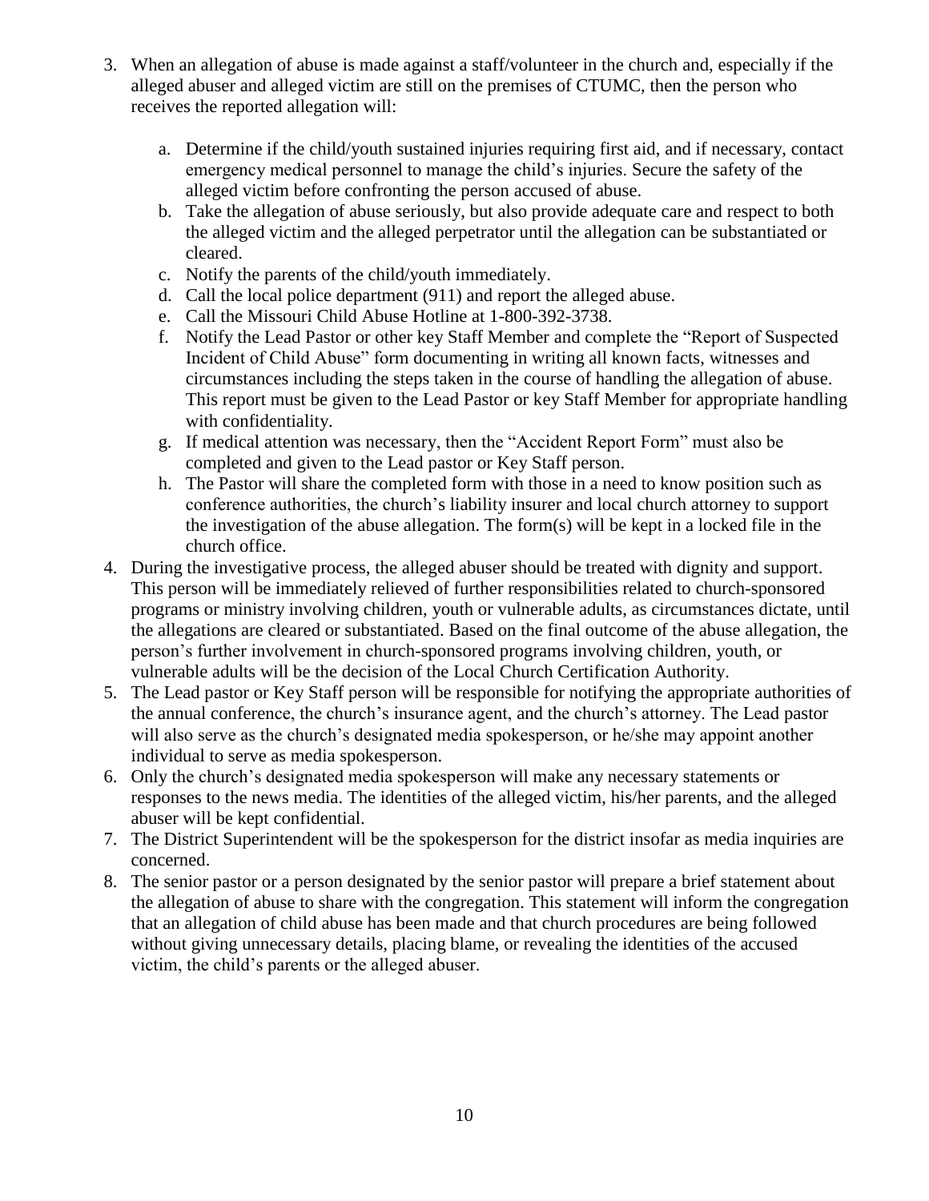3. When an allegation of abuse is made against a staff/volunteer in the church and, especially if the alleged abuser and alleged victim are still on the premises of CTUMC, then the person who receives the reported allegation will:

   a. Determine if the child/youth sustained injuries requiring first aid, and if necessary, contact emergency medical personnel to manage the child's injuries. Secure the safety of the alleged victim before confronting the person accused of abuse.
   b. Take the allegation of abuse seriously, but also provide adequate care and respect to both the alleged victim and the alleged perpetrator until the allegation can be substantiated or cleared.
   c. Notify the parents of the child/youth immediately.
   d. Call the local police department (911) and report the alleged abuse.
   e. Call the Missouri Child Abuse Hotline at 1-800-392-3738.
   f. Notify the Lead Pastor or other key Staff Member and complete the "Report of Suspected Incident of Child Abuse" form documenting in writing all known facts, witnesses and circumstances including the steps taken in the course of handling the allegation of abuse. This report must be given to the Lead Pastor or key Staff Member for appropriate handling with confidentiality.
   g. If medical attention was necessary, then the "Accident Report Form" must also be completed and given to the Lead pastor or Key Staff person.
   h. The Pastor will share the completed form with those in a need to know position such as conference authorities, the church's liability insurer and local church attorney to support the investigation of the abuse allegation. The form(s) will be kept in a locked file in the church office.
4. During the investigative process, the alleged abuser should be treated with dignity and support. This person will be immediately relieved of further responsibilities related to church-sponsored programs or ministry involving children, youth or vulnerable adults, as circumstances dictate, until the allegations are cleared or substantiated. Based on the final outcome of the abuse allegation, the person's further involvement in church-sponsored programs involving children, youth, or vulnerable adults will be the decision of the Local Church Certification Authority.
5. The Lead pastor or Key Staff person will be responsible for notifying the appropriate authorities of the annual conference, the church's insurance agent, and the church's attorney. The Lead pastor will also serve as the church's designated media spokesperson, or he/she may appoint another individual to serve as media spokesperson.
6. Only the church's designated media spokesperson will make any necessary statements or responses to the news media. The identities of the alleged victim, his/her parents, and the alleged abuser will be kept confidential.
7. The District Superintendent will be the spokesperson for the district insofar as media inquiries are concerned.
8. The senior pastor or a person designated by the senior pastor will prepare a brief statement about the allegation of abuse to share with the congregation. This statement will inform the congregation that an allegation of child abuse has been made and that church procedures are being followed without giving unnecessary details, placing blame, or revealing the identities of the accused victim, the child's parents or the alleged abuser.